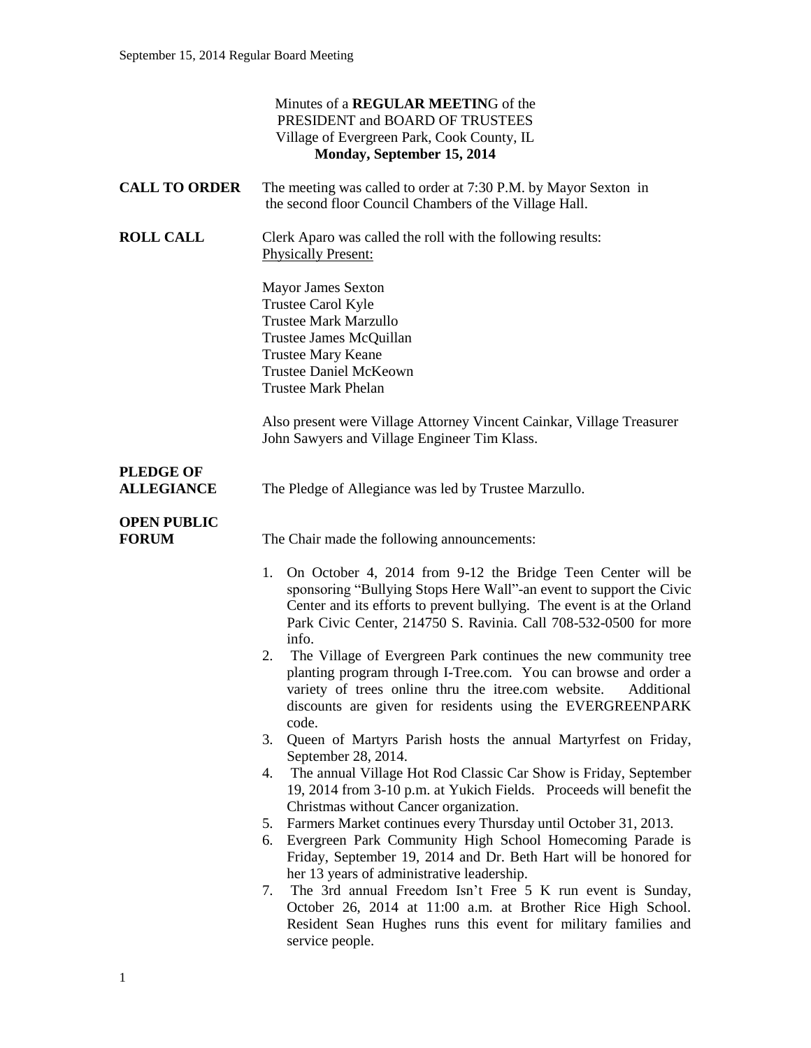Minutes of a **REGULAR MEETIN**G of the
PRESIDENT and BOARD OF TRUSTEES
Village of Evergreen Park, Cook County, IL
**Monday, September 15, 2014**

**CALL TO ORDER** The meeting was called to order at 7:30 P.M. by Mayor Sexton in the second floor Council Chambers of the Village Hall.

**ROLL CALL** Clerk Aparo was called the roll with the following results:
Physically Present:

Mayor James Sexton
Trustee Carol Kyle
Trustee Mark Marzullo
Trustee James McQuillan
Trustee Mary Keane
Trustee Daniel McKeown
Trustee Mark Phelan

Also present were Village Attorney Vincent Cainkar, Village Treasurer John Sawyers and Village Engineer Tim Klass.

**PLEDGE OF ALLEGIANCE** The Pledge of Allegiance was led by Trustee Marzullo.

**OPEN PUBLIC FORUM** The Chair made the following announcements:

1. On October 4, 2014 from 9-12 the Bridge Teen Center will be sponsoring "Bullying Stops Here Wall"-an event to support the Civic Center and its efforts to prevent bullying. The event is at the Orland Park Civic Center, 214750 S. Ravinia. Call 708-532-0500 for more info.
2. The Village of Evergreen Park continues the new community tree planting program through I-Tree.com. You can browse and order a variety of trees online thru the itree.com website. Additional discounts are given for residents using the EVERGREENPARK code.
3. Queen of Martyrs Parish hosts the annual Martyrfest on Friday, September 28, 2014.
4. The annual Village Hot Rod Classic Car Show is Friday, September 19, 2014 from 3-10 p.m. at Yukich Fields. Proceeds will benefit the Christmas without Cancer organization.
5. Farmers Market continues every Thursday until October 31, 2013.
6. Evergreen Park Community High School Homecoming Parade is Friday, September 19, 2014 and Dr. Beth Hart will be honored for her 13 years of administrative leadership.
7. The 3rd annual Freedom Isn't Free 5 K run event is Sunday, October 26, 2014 at 11:00 a.m. at Brother Rice High School. Resident Sean Hughes runs this event for military families and service people.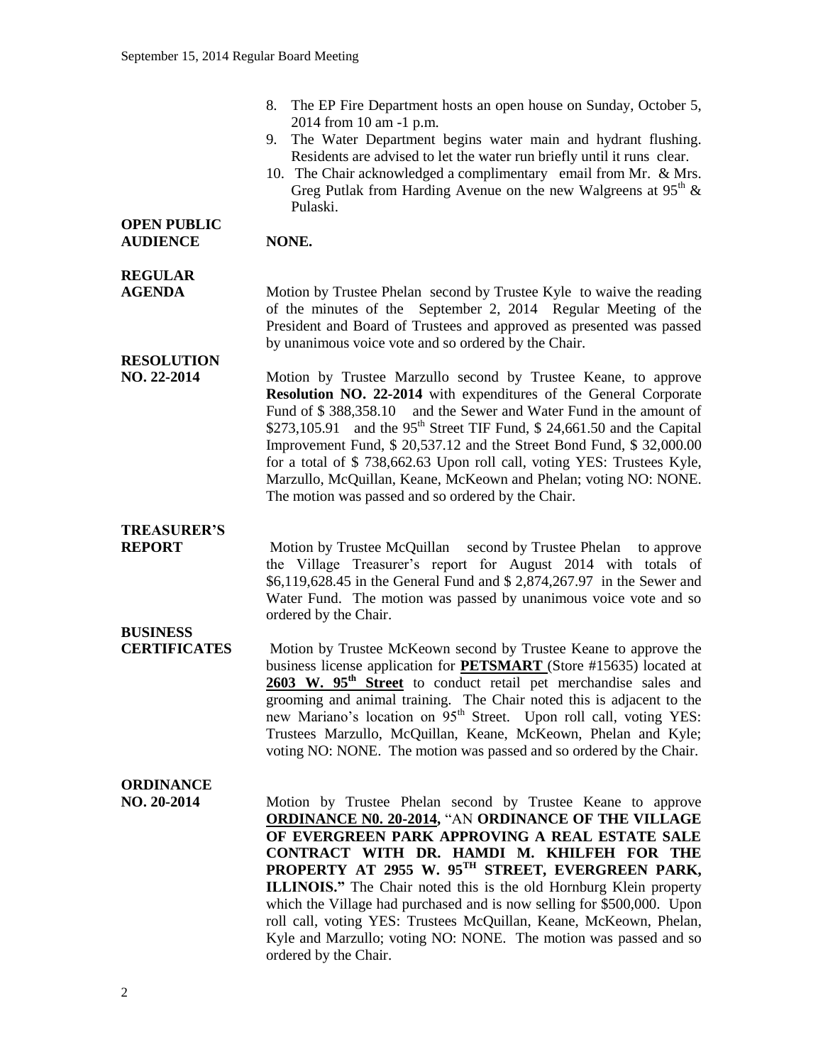8. The EP Fire Department hosts an open house on Sunday, October 5, 2014 from 10 am -1 p.m.
9. The Water Department begins water main and hydrant flushing. Residents are advised to let the water run briefly until it runs clear.
10. The Chair acknowledged a complimentary email from Mr. & Mrs. Greg Putlak from Harding Avenue on the new Walgreens at 95th & Pulaski.

**OPEN PUBLIC AUDIENCE** NONE.

**REGULAR AGENDA** Motion by Trustee Phelan second by Trustee Kyle to waive the reading of the minutes of the September 2, 2014 Regular Meeting of the President and Board of Trustees and approved as presented was passed by unanimous voice vote and so ordered by the Chair.

**RESOLUTION NO. 22-2014** Motion by Trustee Marzullo second by Trustee Keane, to approve **Resolution NO. 22-2014** with expenditures of the General Corporate Fund of $ 388,358.10 and the Sewer and Water Fund in the amount of $273,105.91 and the 95th Street TIF Fund, $ 24,661.50 and the Capital Improvement Fund, $ 20,537.12 and the Street Bond Fund, $ 32,000.00 for a total of $ 738,662.63 Upon roll call, voting YES: Trustees Kyle, Marzullo, McQuillan, Keane, McKeown and Phelan; voting NO: NONE. The motion was passed and so ordered by the Chair.

**TREASURER'S REPORT** Motion by Trustee McQuillan second by Trustee Phelan to approve the Village Treasurer's report for August 2014 with totals of $6,119,628.45 in the General Fund and $ 2,874,267.97 in the Sewer and Water Fund. The motion was passed by unanimous voice vote and so ordered by the Chair.

**BUSINESS CERTIFICATES** Motion by Trustee McKeown second by Trustee Keane to approve the business license application for **PETSMART** (Store #15635) located at **2603 W. 95th Street** to conduct retail pet merchandise sales and grooming and animal training. The Chair noted this is adjacent to the new Mariano's location on 95th Street. Upon roll call, voting YES: Trustees Marzullo, McQuillan, Keane, McKeown, Phelan and Kyle; voting NO: NONE. The motion was passed and so ordered by the Chair.

**ORDINANCE NO. 20-2014** Motion by Trustee Phelan second by Trustee Keane to approve **ORDINANCE N0. 20-2014,** "AN **ORDINANCE OF THE VILLAGE OF EVERGREEN PARK APPROVING A REAL ESTATE SALE CONTRACT WITH DR. HAMDI M. KHILFEH FOR THE PROPERTY AT 2955 W. 95TH STREET, EVERGREEN PARK, ILLINOIS."** The Chair noted this is the old Hornburg Klein property which the Village had purchased and is now selling for $500,000. Upon roll call, voting YES: Trustees McQuillan, Keane, McKeown, Phelan, Kyle and Marzullo; voting NO: NONE. The motion was passed and so ordered by the Chair.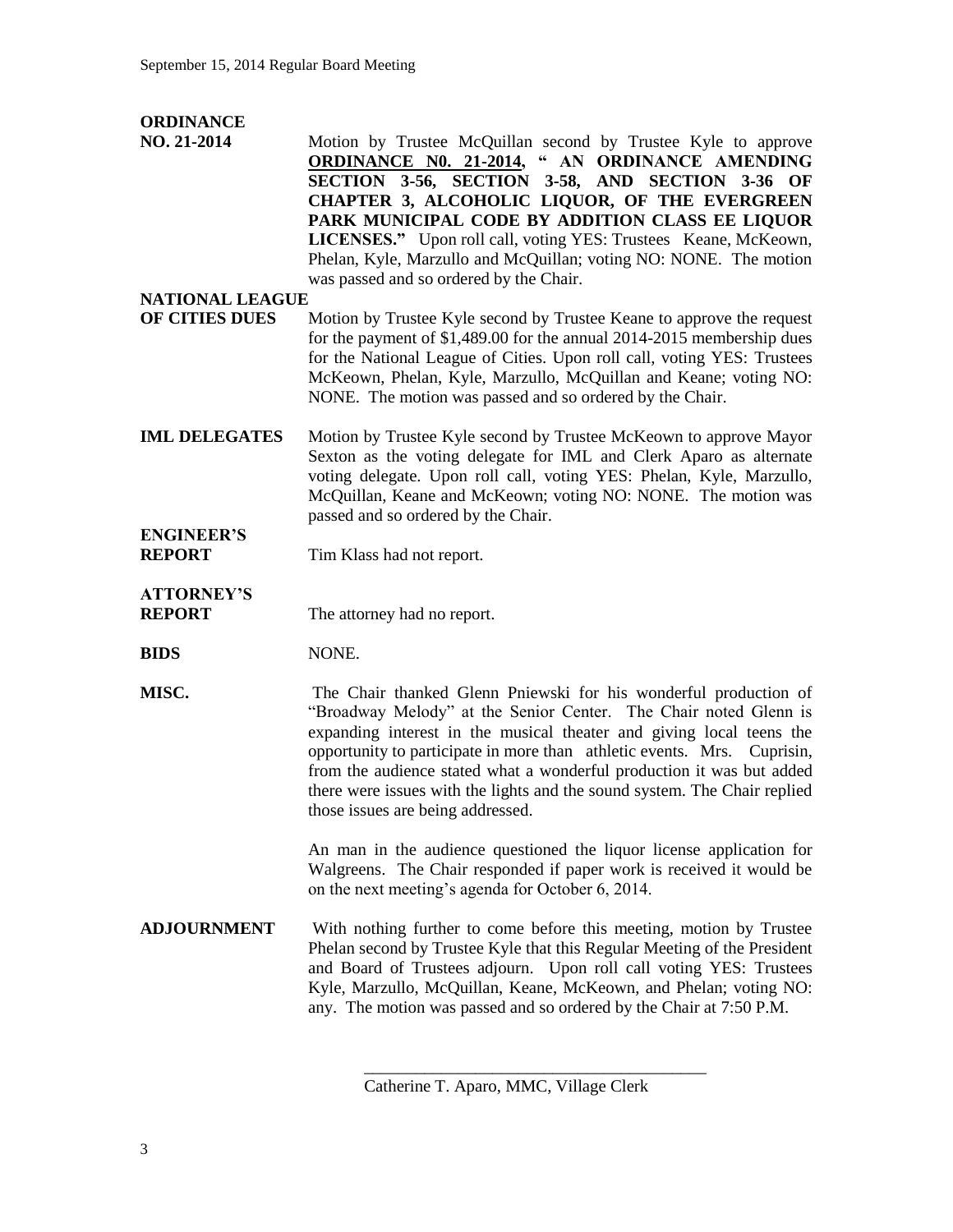**ORDINANCE NO. 21-2014**

Motion by Trustee McQuillan second by Trustee Kyle to approve **ORDINANCE N0. 21-2014, " AN ORDINANCE AMENDING SECTION 3-56, SECTION 3-58, AND SECTION 3-36 OF CHAPTER 3, ALCOHOLIC LIQUOR, OF THE EVERGREEN PARK MUNICIPAL CODE BY ADDITION CLASS EE LIQUOR LICENSES."** Upon roll call, voting YES: Trustees Keane, McKeown, Phelan, Kyle, Marzullo and McQuillan; voting NO: NONE. The motion was passed and so ordered by the Chair.

**NATIONAL LEAGUE OF CITIES DUES**

Motion by Trustee Kyle second by Trustee Keane to approve the request for the payment of $1,489.00 for the annual 2014-2015 membership dues for the National League of Cities. Upon roll call, voting YES: Trustees McKeown, Phelan, Kyle, Marzullo, McQuillan and Keane; voting NO: NONE. The motion was passed and so ordered by the Chair.

**IML DELEGATES**

Motion by Trustee Kyle second by Trustee McKeown to approve Mayor Sexton as the voting delegate for IML and Clerk Aparo as alternate voting delegate. Upon roll call, voting YES: Phelan, Kyle, Marzullo, McQuillan, Keane and McKeown; voting NO: NONE. The motion was passed and so ordered by the Chair.

**ENGINEER'S REPORT**

Tim Klass had not report.

**ATTORNEY'S REPORT**

The attorney had no report.

**BIDS**

NONE.

**MISC.**

The Chair thanked Glenn Pniewski for his wonderful production of "Broadway Melody" at the Senior Center. The Chair noted Glenn is expanding interest in the musical theater and giving local teens the opportunity to participate in more than athletic events. Mrs. Cuprisin, from the audience stated what a wonderful production it was but added there were issues with the lights and the sound system. The Chair replied those issues are being addressed.

An man in the audience questioned the liquor license application for Walgreens. The Chair responded if paper work is received it would be on the next meeting's agenda for October 6, 2014.

**ADJOURNMENT**

With nothing further to come before this meeting, motion by Trustee Phelan second by Trustee Kyle that this Regular Meeting of the President and Board of Trustees adjourn. Upon roll call voting YES: Trustees Kyle, Marzullo, McQuillan, Keane, McKeown, and Phelan; voting NO: any. The motion was passed and so ordered by the Chair at 7:50 P.M.

\_\_\_\_\_\_\_\_\_\_\_\_\_\_\_\_\_\_\_\_\_\_\_\_\_\_\_\_\_\_\_\_\_\_\_\_\_\_\_\_

Catherine T. Aparo, MMC, Village Clerk